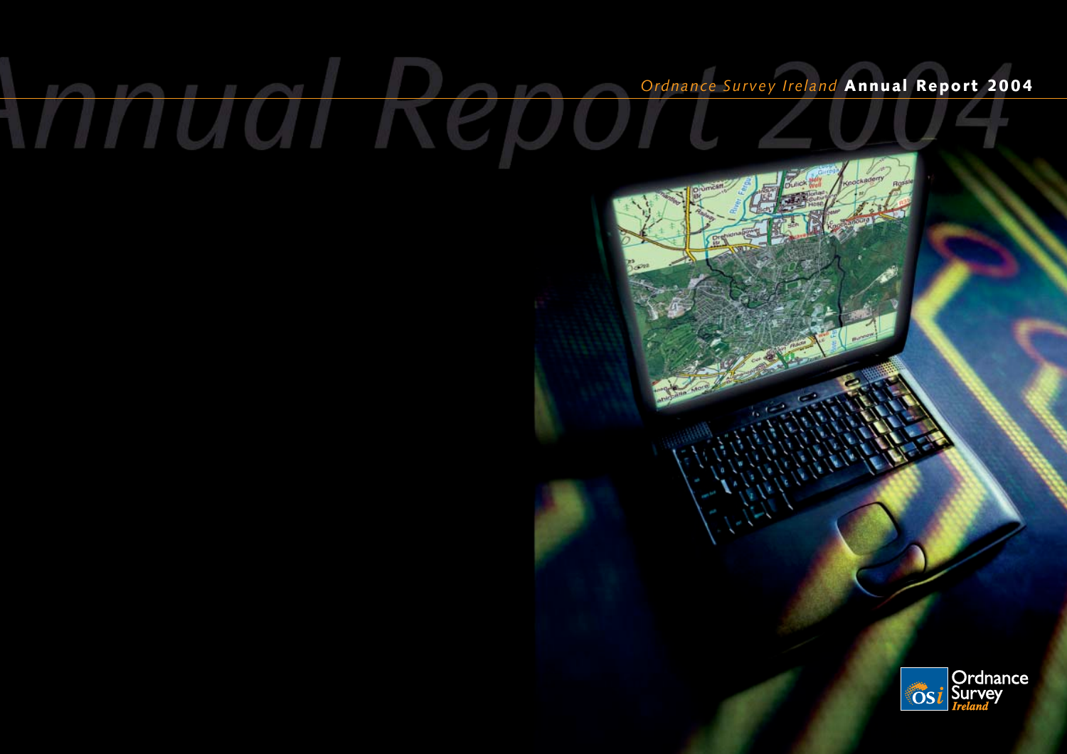# *Ordnance Survey Ireland* **Annual Report 2004**

Ordnance Survey Ireland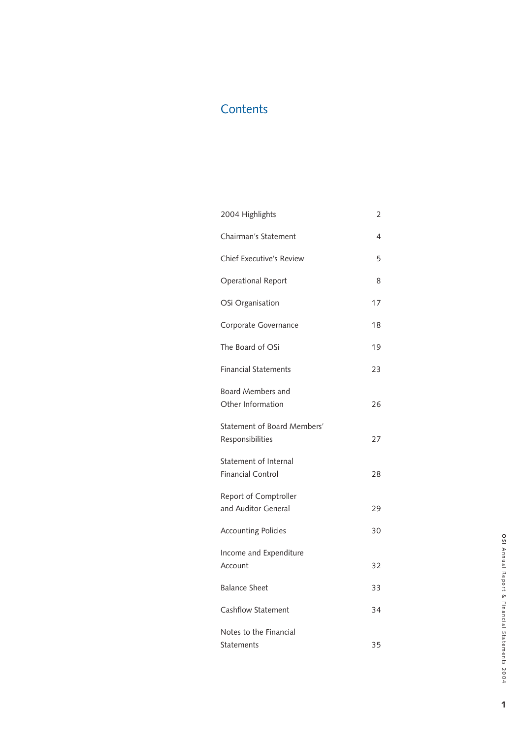# Contents

| | |
|---|---|
| 2004 Highlights | 2 |
| Chairman's Statement | 4 |
| Chief Executive's Review | 5 |
| Operational Report | 8 |
| OSi Organisation | 17 |
| Corporate Governance | 18 |
| The Board of OSi | 19 |
| Financial Statements | 23 |
| Board Members and Other Information | 26 |
| Statement of Board Members' Responsibilities | 27 |
| Statement of Internal Financial Control | 28 |
| Report of Comptroller and Auditor General | 29 |
| Accounting Policies | 30 |
| Income and Expenditure Account | 32 |
| Balance Sheet | 33 |
| Cashflow Statement | 34 |
| Notes to the Financial Statements | 35 |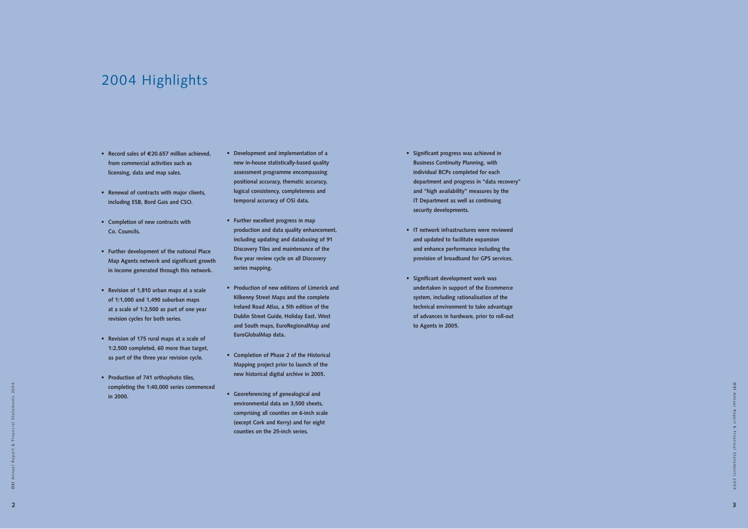# 2004 Highlights

- Record sales of €20.657 million achieved, from commercial activities such as licensing, data and map sales.
- Renewal of contracts with major clients, including ESB, Bord Gais and CSO.
- Completion of new contracts with Co. Councils.
- Further development of the national Place Map Agents network and significant growth in income generated through this network.
- Revision of 1,810 urban maps at a scale of 1:1,000 and 1,490 suburban maps at a scale of 1:2,500 as part of one year revision cycles for both series.
- Revision of 175 rural maps at a scale of 1:2,500 completed, 60 more than target, as part of the three year revision cycle.
- Production of 741 orthophoto tiles, completing the 1:40,000 series commenced in 2000.
- Development and implementation of a new in-house statistically-based quality assessment programme encompassing positional accuracy, thematic accuracy, logical consistency, completeness and temporal accuracy of OSi data.
- Further excellent progress in map production and data quality enhancement, including updating and databasing of 91 Discovery Tiles and maintenance of the five year review cycle on all Discovery series mapping.
- Production of new editions of Limerick and Kilkenny Street Maps and the complete Ireland Road Atlas, a 5th edition of the Dublin Street Guide, Holiday East, West and South maps, EuroRegionalMap and EuroGlobalMap data.
- Completion of Phase 2 of the Historical Mapping project prior to launch of the new historical digital archive in 2005.
- Georeferencing of genealogical and environmental data on 3,500 sheets, comprising all counties on 6-inch scale (except Cork and Kerry) and for eight counties on the 25-inch series.
- Significant progress was achieved in Business Continuity Planning, with individual BCPs completed for each department and progress in "data recovery" and "high availability" measures by the IT Department as well as continuing security developments.
- IT network infrastructures were reviewed and updated to facilitate expansion and enhance performance including the provision of broadband for GPS services.
- Significant development work was undertaken in support of the Ecommerce system, including rationalisation of the technical environment to take advantage of advances in hardware, prior to roll-out to Agents in 2005.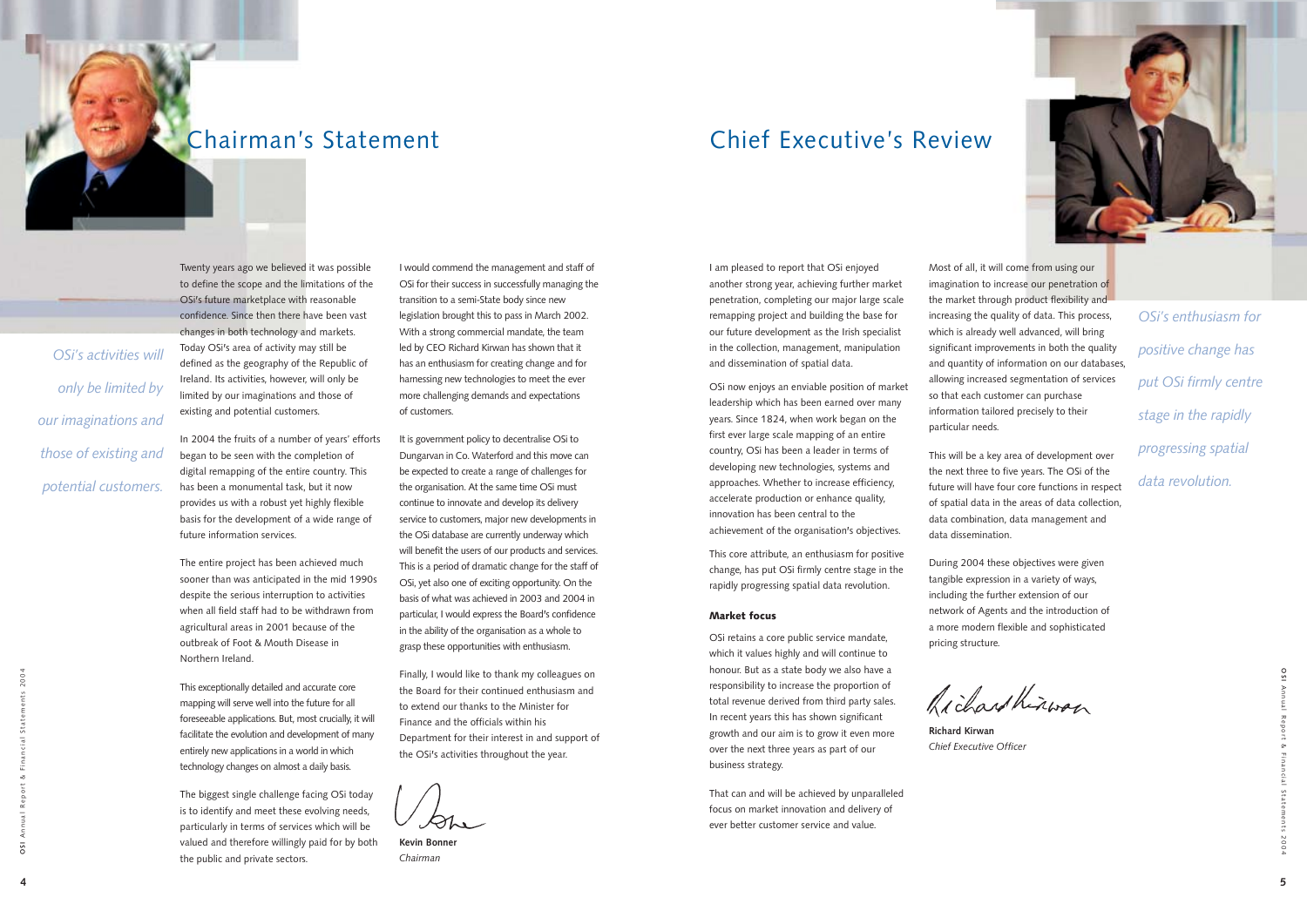# Chairman's Statement

*OSi's activities will only be limited by our imaginations and those of existing and potential customers.*

Twenty years ago we believed it was possible to define the scope and the limitations of the OSi's future marketplace with reasonable confidence. Since then there have been vast changes in both technology and markets. Today OSi's area of activity may still be defined as the geography of the Republic of Ireland. Its activities, however, will only be limited by our imaginations and those of existing and potential customers.

In 2004 the fruits of a number of years' efforts began to be seen with the completion of digital remapping of the entire country. This has been a monumental task, but it now provides us with a robust yet highly flexible basis for the development of a wide range of future information services.

The entire project has been achieved much sooner than was anticipated in the mid 1990s despite the serious interruption to activities when all field staff had to be withdrawn from agricultural areas in 2001 because of the outbreak of Foot & Mouth Disease in Northern Ireland.

This exceptionally detailed and accurate core mapping will serve well into the future for all foreseeable applications. But, most crucially, it will facilitate the evolution and development of many entirely new applications in a world in which technology changes on almost a daily basis.

The biggest single challenge facing OSi today is to identify and meet these evolving needs, particularly in terms of services which will be valued and therefore willingly paid for by both the public and private sectors.

I would commend the management and staff of OSi for their success in successfully managing the transition to a semi-State body since new legislation brought this to pass in March 2002. With a strong commercial mandate, the team led by CEO Richard Kirwan has shown that it has an enthusiasm for creating change and for harnessing new technologies to meet the ever more challenging demands and expectations of customers.

It is government policy to decentralise OSi to Dungarvan in Co. Waterford and this move can be expected to create a range of challenges for the organisation. At the same time OSi must continue to innovate and develop its delivery service to customers, major new developments in the OSi database are currently underway which will benefit the users of our products and services. This is a period of dramatic change for the staff of OSi, yet also one of exciting opportunity. On the basis of what was achieved in 2003 and 2004 in particular, I would express the Board's confidence in the ability of the organisation as a whole to grasp these opportunities with enthusiasm.

Finally, I would like to thank my colleagues on the Board for their continued enthusiasm and to extend our thanks to the Minister for Finance and the officials within his Department for their interest in and support of the OSi's activities throughout the year.

**Kevin Bonner**
*Chairman*

# Chief Executive's Review

*OSi's enthusiasm for positive change has put OSi firmly centre stage in the rapidly progressing spatial data revolution.*

I am pleased to report that OSi enjoyed another strong year, achieving further market penetration, completing our major large scale remapping project and building the base for our future development as the Irish specialist in the collection, management, manipulation and dissemination of spatial data.

OSi now enjoys an enviable position of market leadership which has been earned over many years. Since 1824, when work began on the first ever large scale mapping of an entire country, OSi has been a leader in terms of developing new technologies, systems and approaches. Whether to increase efficiency, accelerate production or enhance quality, innovation has been central to the achievement of the organisation's objectives.

This core attribute, an enthusiasm for positive change, has put OSi firmly centre stage in the rapidly progressing spatial data revolution.

### Market focus

OSi retains a core public service mandate, which it values highly and will continue to honour. But as a state body we also have a responsibility to increase the proportion of total revenue derived from third party sales. In recent years this has shown significant growth and our aim is to grow it even more over the next three years as part of our business strategy.

That can and will be achieved by unparalleled focus on market innovation and delivery of ever better customer service and value.

Most of all, it will come from using our imagination to increase our penetration of the market through product flexibility and increasing the quality of data. This process, which is already well advanced, will bring significant improvements in both the quality and quantity of information on our databases, allowing increased segmentation of services so that each customer can purchase information tailored precisely to their particular needs.

This will be a key area of development over the next three to five years. The OSi of the future will have four core functions in respect of spatial data in the areas of data collection, data combination, data management and data dissemination.

During 2004 these objectives were given tangible expression in a variety of ways, including the further extension of our network of Agents and the introduction of a more modern flexible and sophisticated pricing structure.

**Richard Kirwan**
*Chief Executive Officer*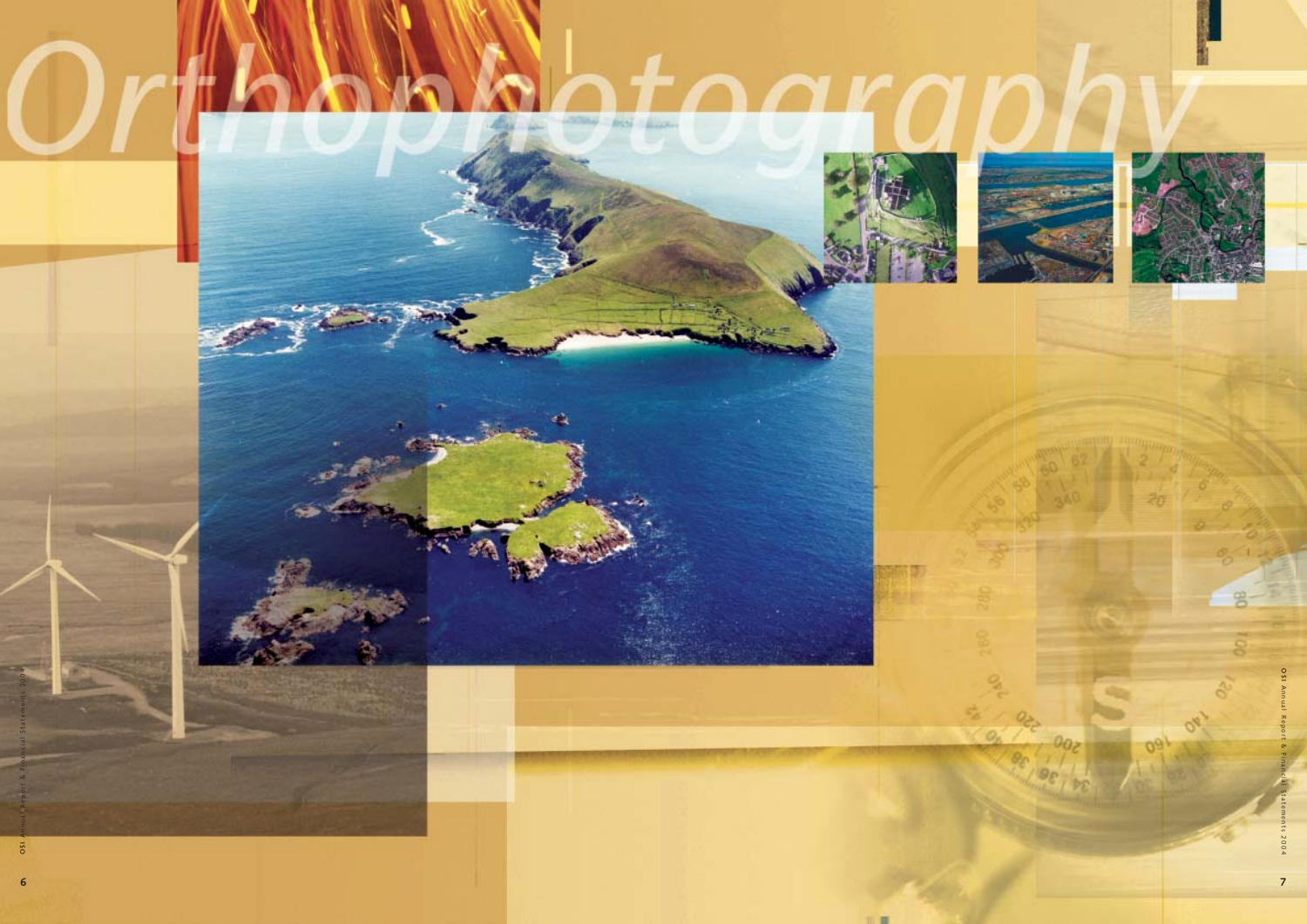# Orthophotography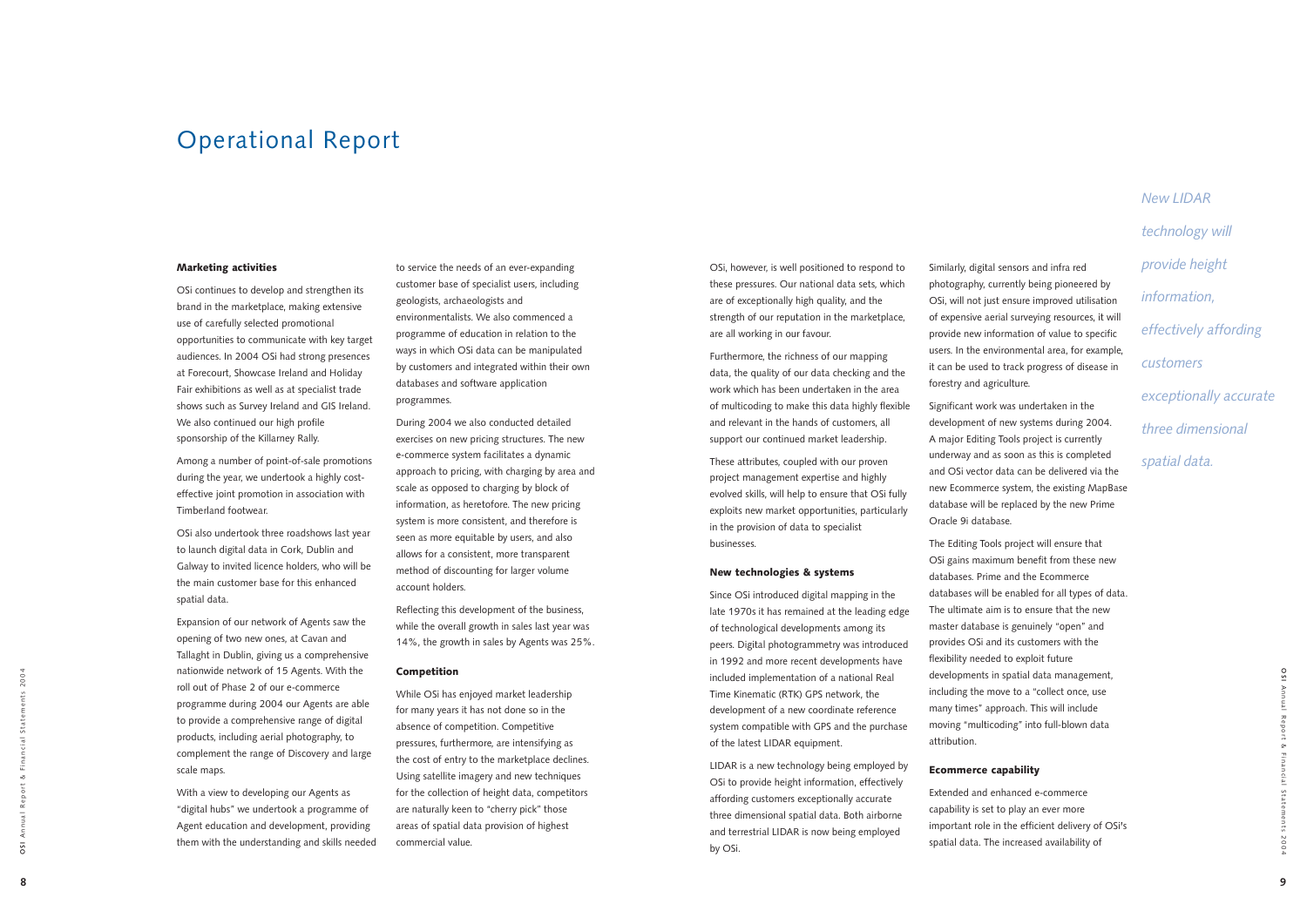# Operational Report

### Marketing activities

OSi continues to develop and strengthen its brand in the marketplace, making extensive use of carefully selected promotional opportunities to communicate with key target audiences. In 2004 OSi had strong presences at Forecourt, Showcase Ireland and Holiday Fair exhibitions as well as at specialist trade shows such as Survey Ireland and GIS Ireland. We also continued our high profile sponsorship of the Killarney Rally.

Among a number of point-of-sale promotions during the year, we undertook a highly cost-effective joint promotion in association with Timberland footwear.

OSi also undertook three roadshows last year to launch digital data in Cork, Dublin and Galway to invited licence holders, who will be the main customer base for this enhanced spatial data.

Expansion of our network of Agents saw the opening of two new ones, at Cavan and Tallaght in Dublin, giving us a comprehensive nationwide network of 15 Agents. With the roll out of Phase 2 of our e-commerce programme during 2004 our Agents are able to provide a comprehensive range of digital products, including aerial photography, to complement the range of Discovery and large scale maps.

With a view to developing our Agents as "digital hubs" we undertook a programme of Agent education and development, providing them with the understanding and skills needed to service the needs of an ever-expanding customer base of specialist users, including geologists, archaeologists and environmentalists. We also commenced a programme of education in relation to the ways in which OSi data can be manipulated by customers and integrated within their own databases and software application programmes.

During 2004 we also conducted detailed exercises on new pricing structures. The new e-commerce system facilitates a dynamic approach to pricing, with charging by area and scale as opposed to charging by block of information, as heretofore. The new pricing system is more consistent, and therefore is seen as more equitable by users, and also allows for a consistent, more transparent method of discounting for larger volume account holders.

Reflecting this development of the business, while the overall growth in sales last year was 14%, the growth in sales by Agents was 25%.

### Competition

While OSi has enjoyed market leadership for many years it has not done so in the absence of competition. Competitive pressures, furthermore, are intensifying as the cost of entry to the marketplace declines. Using satellite imagery and new techniques for the collection of height data, competitors are naturally keen to "cherry pick" those areas of spatial data provision of highest commercial value.

OSi, however, is well positioned to respond to these pressures. Our national data sets, which are of exceptionally high quality, and the strength of our reputation in the marketplace, are all working in our favour.

Furthermore, the richness of our mapping data, the quality of our data checking and the work which has been undertaken in the area of multicoding to make this data highly flexible and relevant in the hands of customers, all support our continued market leadership.

These attributes, coupled with our proven project management expertise and highly evolved skills, will help to ensure that OSi fully exploits new market opportunities, particularly in the provision of data to specialist businesses.

### New technologies & systems

Since OSi introduced digital mapping in the late 1970s it has remained at the leading edge of technological developments among its peers. Digital photogrammetry was introduced in 1992 and more recent developments have included implementation of a national Real Time Kinematic (RTK) GPS network, the development of a new coordinate reference system compatible with GPS and the purchase of the latest LIDAR equipment.

LIDAR is a new technology being employed by OSi to provide height information, effectively affording customers exceptionally accurate three dimensional spatial data. Both airborne and terrestrial LIDAR is now being employed by OSi.

Similarly, digital sensors and infra red photography, currently being pioneered by OSi, will not just ensure improved utilisation of expensive aerial surveying resources, it will provide new information of value to specific users. In the environmental area, for example, it can be used to track progress of disease in forestry and agriculture.

Significant work was undertaken in the development of new systems during 2004. A major Editing Tools project is currently underway and as soon as this is completed and OSi vector data can be delivered via the new Ecommerce system, the existing MapBase database will be replaced by the new Prime Oracle 9i database.

The Editing Tools project will ensure that OSi gains maximum benefit from these new databases. Prime and the Ecommerce databases will be enabled for all types of data. The ultimate aim is to ensure that the new master database is genuinely "open" and provides OSi and its customers with the flexibility needed to exploit future developments in spatial data management, including the move to a "collect once, use many times" approach. This will include moving "multicoding" into full-blown data attribution.

### Ecommerce capability

Extended and enhanced e-commerce capability is set to play an ever more important role in the efficient delivery of OSi's spatial data. The increased availability of

*New LIDAR technology will provide height information, effectively affording customers exceptionally accurate three dimensional spatial data.*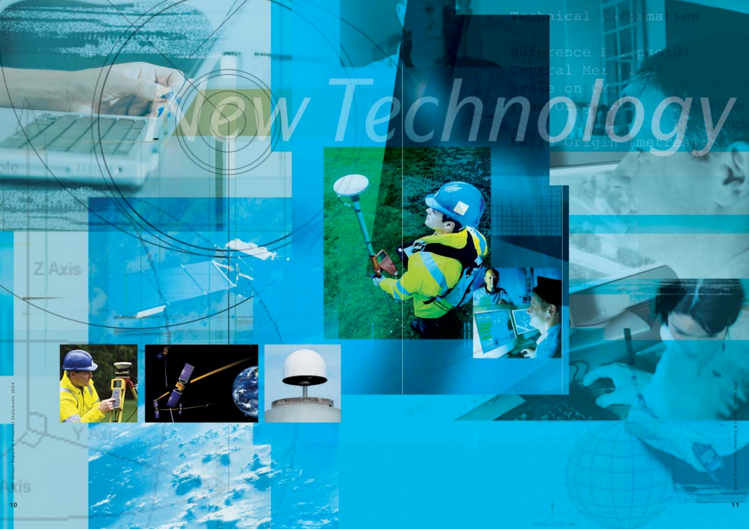# New Technology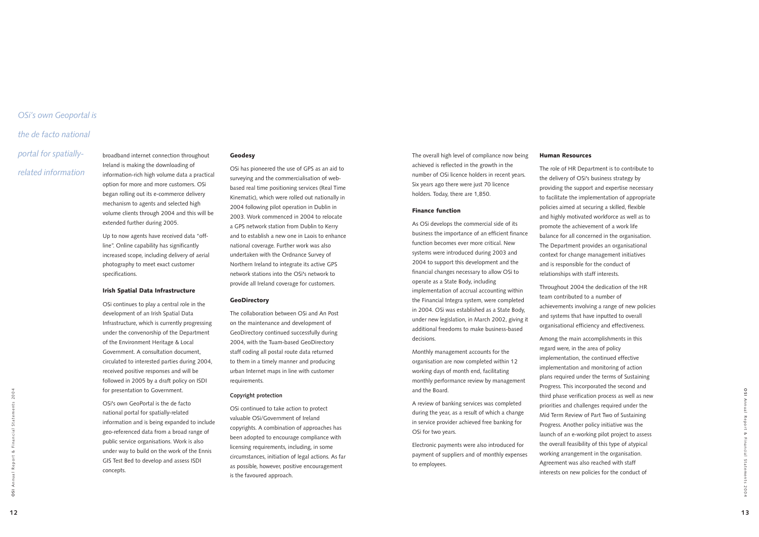*OSi's own Geoportal is the de facto national portal for spatially-related information*

broadband internet connection throughout Ireland is making the downloading of information-rich high volume data a practical option for more and more customers. OSi began rolling out its e-commerce delivery mechanism to agents and selected high volume clients through 2004 and this will be extended further during 2005.

Up to now agents have received data "off-line". Online capability has significantly increased scope, including delivery of aerial photography to meet exact customer specifications.

### Irish Spatial Data Infrastructure

OSi continues to play a central role in the development of an Irish Spatial Data Infrastructure, which is currently progressing under the convenorship of the Department of the Environment Heritage & Local Government. A consultation document, circulated to interested parties during 2004, received positive responses and will be followed in 2005 by a draft policy on ISDI for presentation to Government.

OSi's own GeoPortal is the de facto national portal for spatially-related information and is being expanded to include geo-referenced data from a broad range of public service organisations. Work is also under way to build on the work of the Ennis GIS Test Bed to develop and assess ISDI concepts.

### Geodesy

OSi has pioneered the use of GPS as an aid to surveying and the commercialisation of web-based real time positioning services (Real Time Kinematic), which were rolled out nationally in 2004 following pilot operation in Dublin in 2003. Work commenced in 2004 to relocate a GPS network station from Dublin to Kerry and to establish a new one in Laois to enhance national coverage. Further work was also undertaken with the Ordnance Survey of Northern Ireland to integrate its active GPS network stations into the OSi's network to provide all Ireland coverage for customers.

### GeoDirectory

The collaboration between OSi and An Post on the maintenance and development of GeoDirectory continued successfully during 2004, with the Tuam-based GeoDirectory staff coding all postal route data returned to them in a timely manner and producing urban Internet maps in line with customer requirements.

#### Copyright protection

OSi continued to take action to protect valuable OSi/Government of Ireland copyrights. A combination of approaches has been adopted to encourage compliance with licensing requirements, including, in some circumstances, initiation of legal actions. As far as possible, however, positive encouragement is the favoured approach.

The overall high level of compliance now being achieved is reflected in the growth in the number of OSi licence holders in recent years. Six years ago there were just 70 licence holders. Today, there are 1,850.

### Finance function

As OSi develops the commercial side of its business the importance of an efficient finance function becomes ever more critical. New systems were introduced during 2003 and 2004 to support this development and the financial changes necessary to allow OSi to operate as a State Body, including implementation of accrual accounting within the Financial Integra system, were completed in 2004. OSi was established as a State Body, under new legislation, in March 2002, giving it additional freedoms to make business-based decisions.

Monthly management accounts for the organisation are now completed within 12 working days of month end, facilitating monthly performance review by management and the Board.

A review of banking services was completed during the year, as a result of which a change in service provider achieved free banking for OSi for two years.

Electronic payments were also introduced for payment of suppliers and of monthly expenses to employees.

### Human Resources

The role of HR Department is to contribute to the delivery of OSi's business strategy by providing the support and expertise necessary to facilitate the implementation of appropriate policies aimed at securing a skilled, flexible and highly motivated workforce as well as to promote the achievement of a work life balance for all concerned in the organisation. The Department provides an organisational context for change management initiatives and is responsible for the conduct of relationships with staff interests.

Throughout 2004 the dedication of the HR team contributed to a number of achievements involving a range of new policies and systems that have inputted to overall organisational efficiency and effectiveness.

Among the main accomplishments in this regard were, in the area of policy implementation, the continued effective implementation and monitoring of action plans required under the terms of Sustaining Progress. This incorporated the second and third phase verification process as well as new priorities and challenges required under the Mid Term Review of Part Two of Sustaining Progress. Another policy initiative was the launch of an e-working pilot project to assess the overall feasibility of this type of atypical working arrangement in the organisation. Agreement was also reached with staff interests on new policies for the conduct of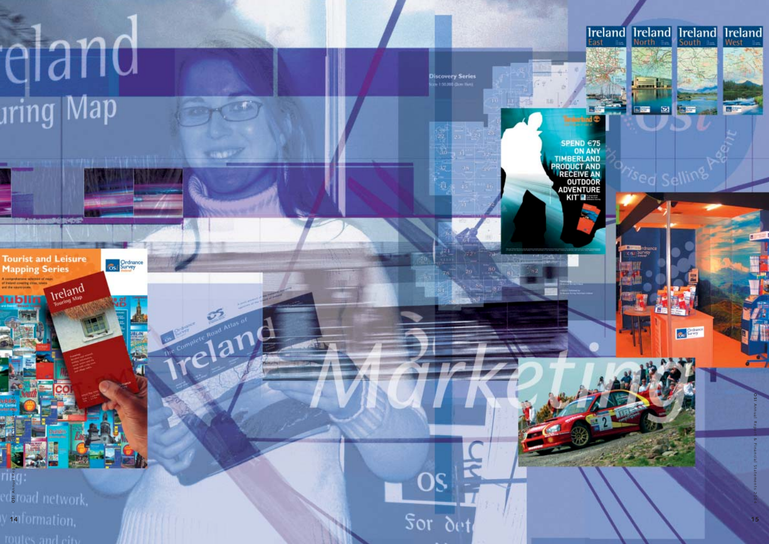# Marketing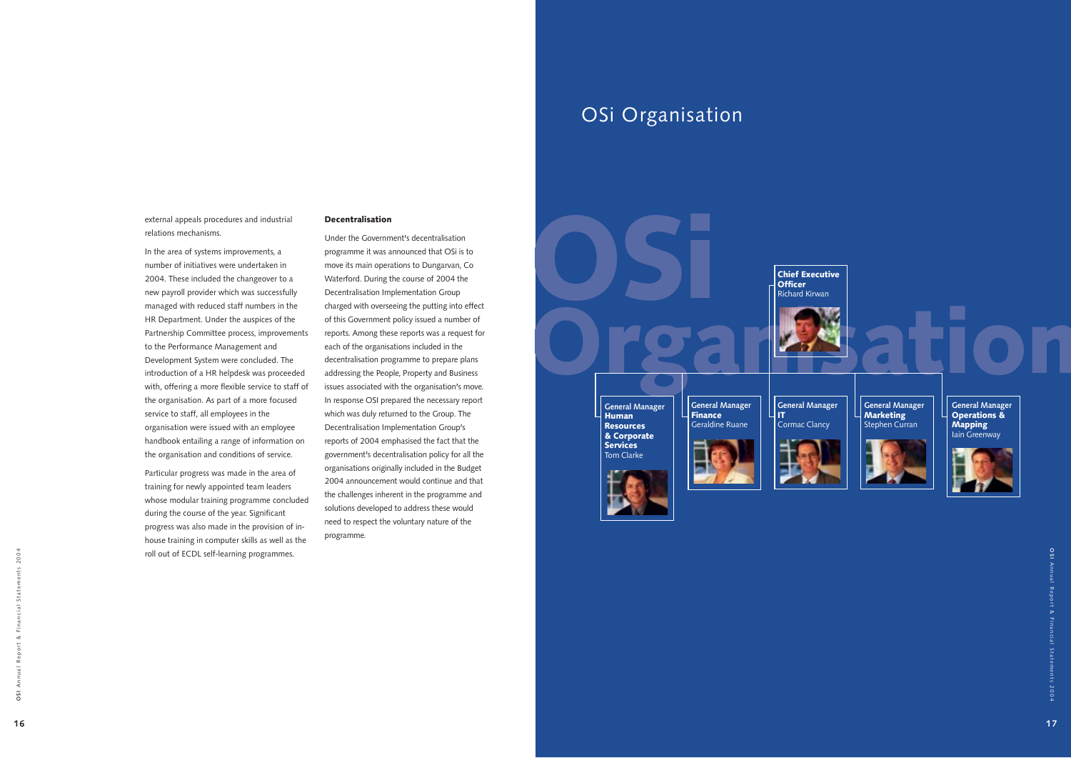external appeals procedures and industrial relations mechanisms.

In the area of systems improvements, a number of initiatives were undertaken in 2004. These included the changeover to a new payroll provider which was successfully managed with reduced staff numbers in the HR Department. Under the auspices of the Partnership Committee process, improvements to the Performance Management and Development System were concluded. The introduction of a HR helpdesk was proceeded with, offering a more flexible service to staff of the organisation. As part of a more focused service to staff, all employees in the organisation were issued with an employee handbook entailing a range of information on the organisation and conditions of service.

Particular progress was made in the area of training for newly appointed team leaders whose modular training programme concluded during the course of the year. Significant progress was also made in the provision of in-house training in computer skills as well as the roll out of ECDL self-learning programmes.

**Decentralisation**

Under the Government's decentralisation programme it was announced that OSi is to move its main operations to Dungarvan, Co Waterford. During the course of 2004 the Decentralisation Implementation Group charged with overseeing the putting into effect of this Government policy issued a number of reports. Among these reports was a request for each of the organisations included in the decentralisation programme to prepare plans addressing the People, Property and Business issues associated with the organisation's move. In response OSI prepared the necessary report which was duly returned to the Group. The Decentralisation Implementation Group's reports of 2004 emphasised the fact that the government's decentralisation policy for all the organisations originally included in the Budget 2004 announcement would continue and that the challenges inherent in the programme and solutions developed to address these would need to respect the voluntary nature of the programme.

# OSi Organisation

**Chief Executive Officer**
Richard Kirwan

General Manager **Human Resources & Corporate Services**
Tom Clarke

General Manager **Finance**
Geraldine Ruane

General Manager **IT**
Cormac Clancy

General Manager **Marketing**
Stephen Curran

General Manager **Operations & Mapping**
Iain Greenway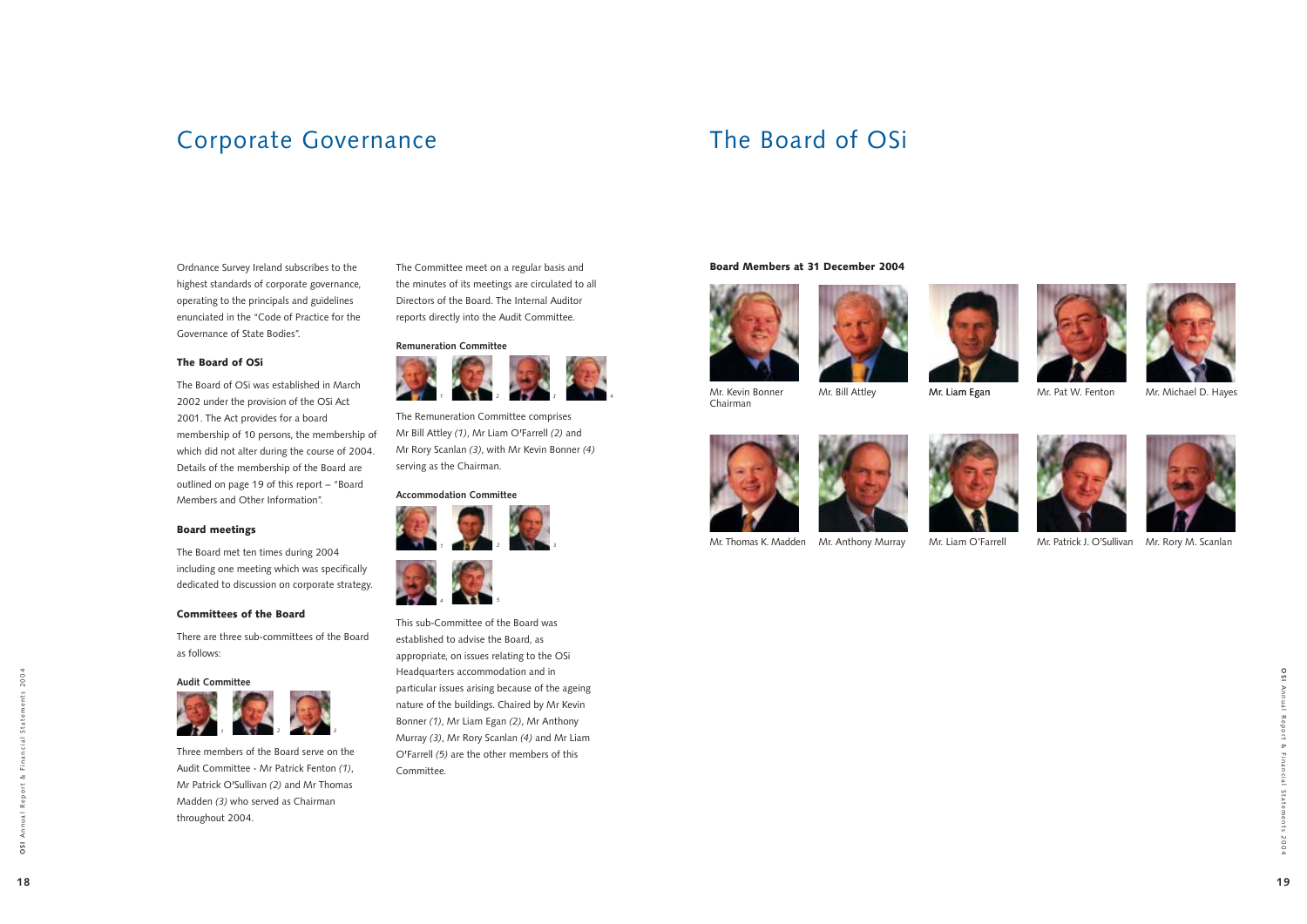# Corporate Governance

Ordnance Survey Ireland subscribes to the highest standards of corporate governance, operating to the principals and guidelines enunciated in the "Code of Practice for the Governance of State Bodies".

### The Board of OSi

The Board of OSi was established in March 2002 under the provision of the OSi Act 2001. The Act provides for a board membership of 10 persons, the membership of which did not alter during the course of 2004. Details of the membership of the Board are outlined on page 19 of this report – "Board Members and Other Information".

### Board meetings

The Board met ten times during 2004 including one meeting which was specifically dedicated to discussion on corporate strategy.

### Committees of the Board

There are three sub-committees of the Board as follows:

#### Audit Committee

Three members of the Board serve on the Audit Committee - Mr Patrick Fenton *(1)*, Mr Patrick O'Sullivan *(2)* and Mr Thomas Madden *(3)* who served as Chairman throughout 2004.

The Committee meet on a regular basis and the minutes of its meetings are circulated to all Directors of the Board. The Internal Auditor reports directly into the Audit Committee.

#### Remuneration Committee

The Remuneration Committee comprises Mr Bill Attley *(1)*, Mr Liam O'Farrell *(2)* and Mr Rory Scanlan *(3)*, with Mr Kevin Bonner *(4)* serving as the Chairman.

#### Accommodation Committee

This sub-Committee of the Board was established to advise the Board, as appropriate, on issues relating to the OSi Headquarters accommodation and in particular issues arising because of the ageing nature of the buildings. Chaired by Mr Kevin Bonner *(1)*, Mr Liam Egan *(2)*, Mr Anthony Murray *(3)*, Mr Rory Scanlan *(4)* and Mr Liam O'Farrell *(5)* are the other members of this Committee.

# The Board of OSi

**Board Members at 31 December 2004**

Mr. Kevin Bonner
Chairman

Mr. Bill Attley

Mr. Liam Egan

Mr. Pat W. Fenton

Mr. Michael D. Hayes

Mr. Thomas K. Madden

Mr. Anthony Murray

Mr. Liam O'Farrell

Mr. Patrick J. O'Sullivan

Mr. Rory M. Scanlan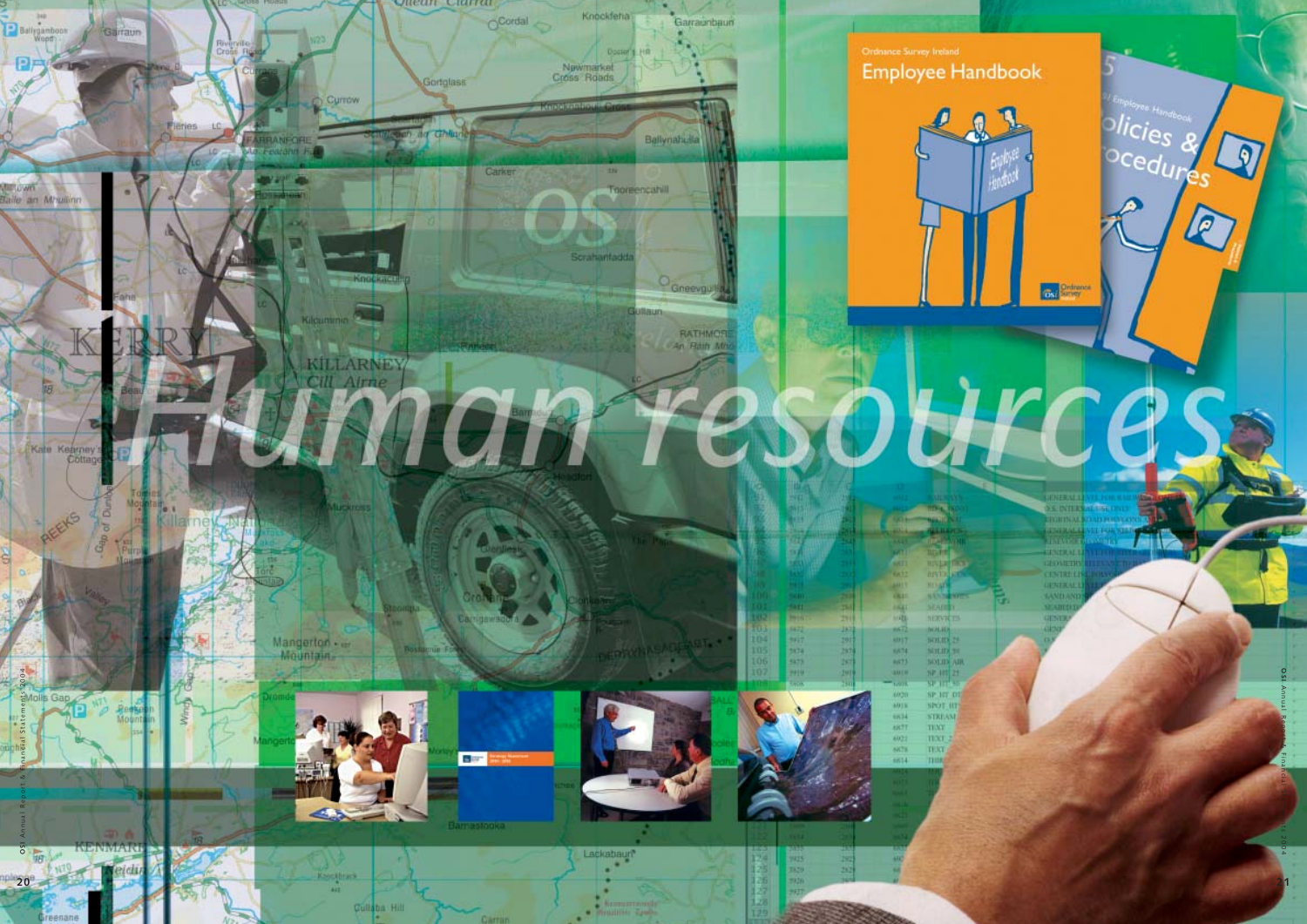# Human resources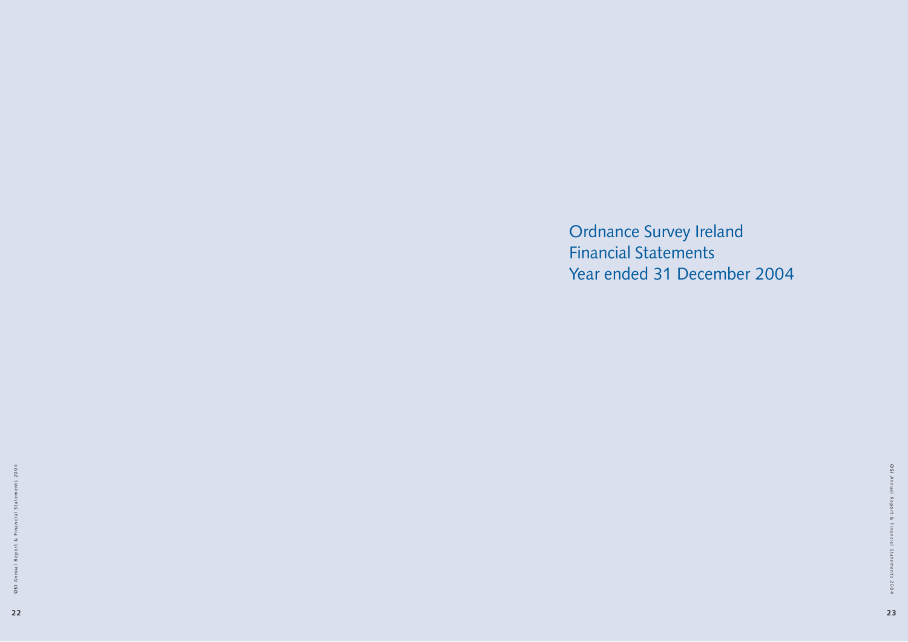# Ordnance Survey Ireland
# Financial Statements
# Year ended 31 December 2004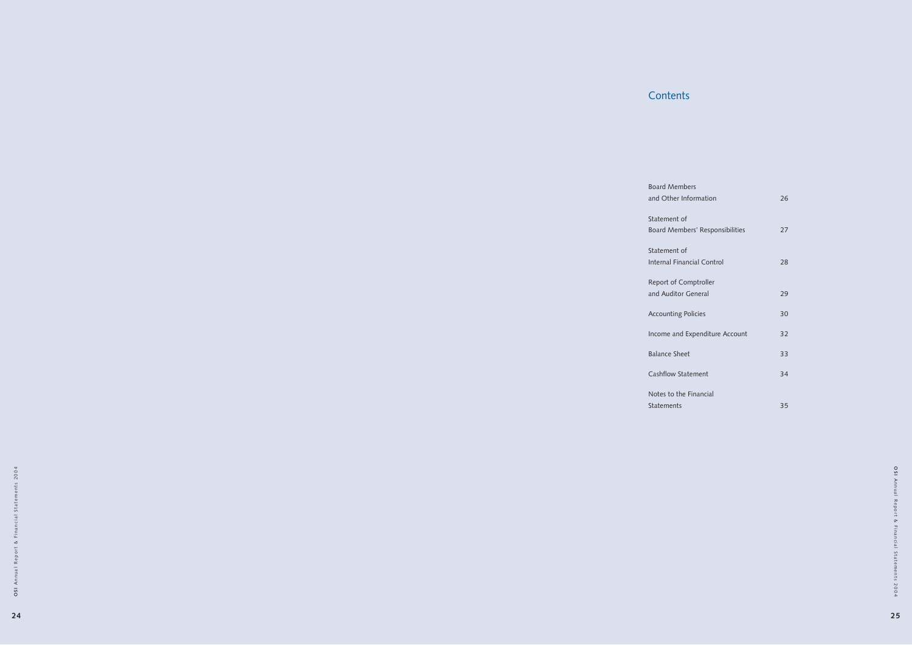# Contents

| | |
|---|---|
| Board Members and Other Information | 26 |
| Statement of Board Members' Responsibilities | 27 |
| Statement of Internal Financial Control | 28 |
| Report of Comptroller and Auditor General | 29 |
| Accounting Policies | 30 |
| Income and Expenditure Account | 32 |
| Balance Sheet | 33 |
| Cashflow Statement | 34 |
| Notes to the Financial Statements | 35 |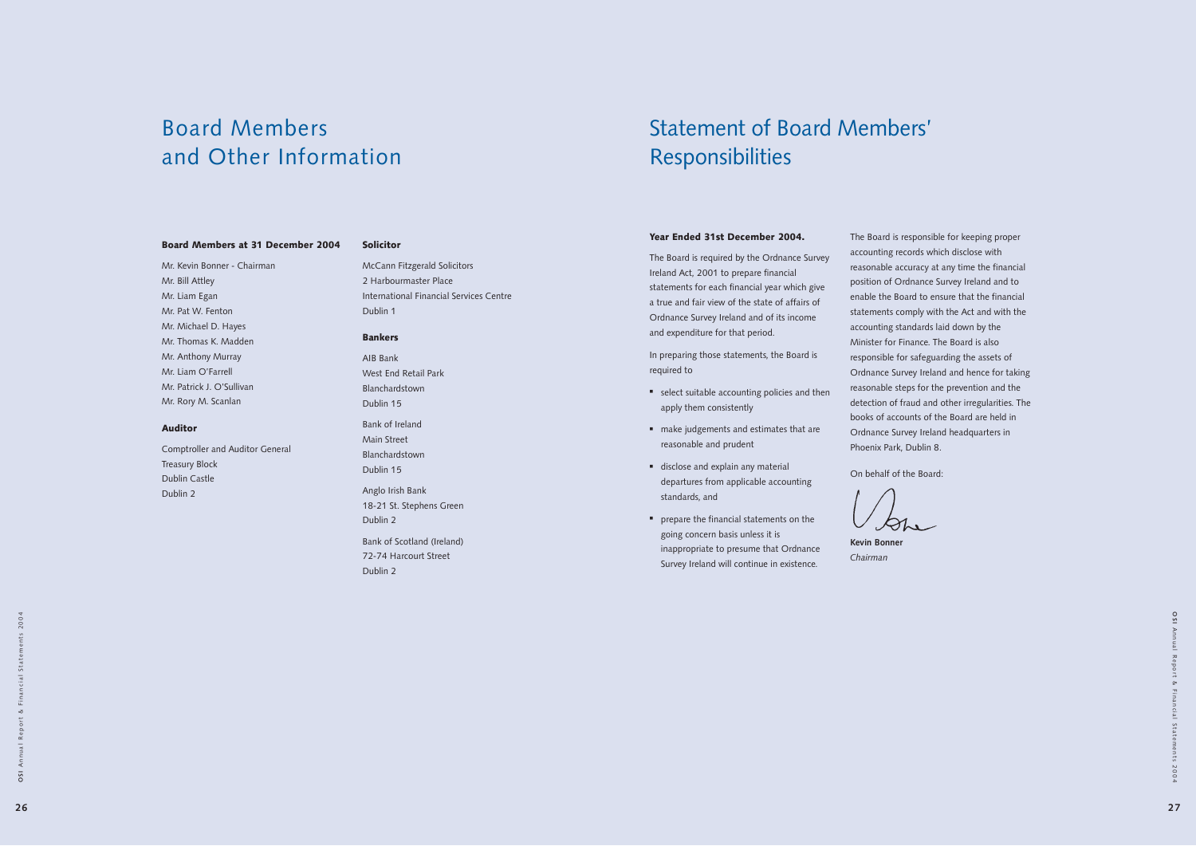# Board Members and Other Information

### Board Members at 31 December 2004

Mr. Kevin Bonner - Chairman
Mr. Bill Attley
Mr. Liam Egan
Mr. Pat W. Fenton
Mr. Michael D. Hayes
Mr. Thomas K. Madden
Mr. Anthony Murray
Mr. Liam O'Farrell
Mr. Patrick J. O'Sullivan
Mr. Rory M. Scanlan

### Auditor

Comptroller and Auditor General
Treasury Block
Dublin Castle
Dublin 2

### Solicitor

McCann Fitzgerald Solicitors
2 Harbourmaster Place
International Financial Services Centre
Dublin 1

### Bankers

AIB Bank
West End Retail Park
Blanchardstown
Dublin 15

Bank of Ireland
Main Street
Blanchardstown
Dublin 15

Anglo Irish Bank
18-21 St. Stephens Green
Dublin 2

Bank of Scotland (Ireland)
72-74 Harcourt Street
Dublin 2

# Statement of Board Members' Responsibilities

### Year Ended 31st December 2004.

The Board is required by the Ordnance Survey Ireland Act, 2001 to prepare financial statements for each financial year which give a true and fair view of the state of affairs of Ordnance Survey Ireland and of its income and expenditure for that period.

In preparing those statements, the Board is required to

- select suitable accounting policies and then apply them consistently
- make judgements and estimates that are reasonable and prudent
- disclose and explain any material departures from applicable accounting standards, and
- prepare the financial statements on the going concern basis unless it is inappropriate to presume that Ordnance Survey Ireland will continue in existence.

The Board is responsible for keeping proper accounting records which disclose with reasonable accuracy at any time the financial position of Ordnance Survey Ireland and to enable the Board to ensure that the financial statements comply with the Act and with the accounting standards laid down by the Minister for Finance. The Board is also responsible for safeguarding the assets of Ordnance Survey Ireland and hence for taking reasonable steps for the prevention and the detection of fraud and other irregularities. The books of accounts of the Board are held in Ordnance Survey Ireland headquarters in Phoenix Park, Dublin 8.

On behalf of the Board:

**Kevin Bonner**
*Chairman*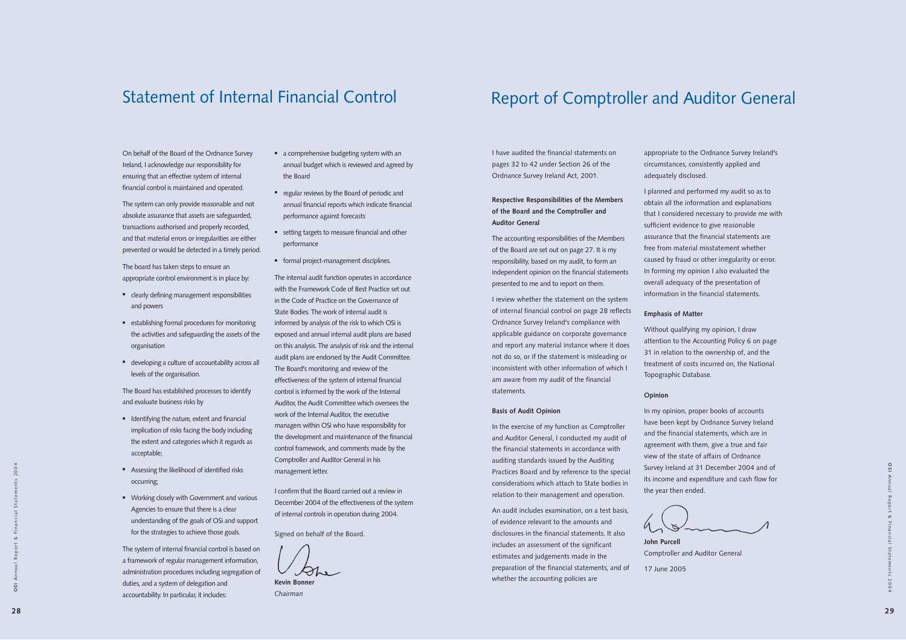# Statement of Internal Financial Control

On behalf of the Board of the Ordnance Survey Ireland, I acknowledge our responsibility for ensuring that an effective system of internal financial control is maintained and operated.

The system can only provide reasonable and not absolute assurance that assets are safeguarded, transactions authorised and properly recorded, and that material errors or irregularities are either prevented or would be detected in a timely period.

The board has taken steps to ensure an appropriate control environment is in place by:

- clearly defining management responsibilities and powers
- establishing formal procedures for monitoring the activities and safeguarding the assets of the organisation
- developing a culture of accountability across all levels of the organisation.

The Board has established processes to identify and evaluate business risks by

- Identifying the nature, extent and financial implication of risks facing the body including the extent and categories which it regards as acceptable;
- Assessing the likelihood of identified risks occurring;
- Working closely with Government and various Agencies to ensure that there is a clear understanding of the goals of OSi and support for the strategies to achieve those goals.

The system of internal financial control is based on a framework of regular management information, administration procedures including segregation of duties, and a system of delegation and accountability. In particular, it includes:

- a comprehensive budgeting system with an annual budget which is reviewed and agreed by the Board
- regular reviews by the Board of periodic and annual financial reports which indicate financial performance against forecasts
- setting targets to measure financial and other performance
- formal project-management disciplines.

The internal audit function operates in accordance with the Framework Code of Best Practice set out in the Code of Practice on the Governance of State Bodies. The work of internal audit is informed by analysis of the risk to which OSi is exposed and annual internal audit plans are based on this analysis. The analysis of risk and the internal audit plans are endorsed by the Audit Committee. The Board's monitoring and review of the effectiveness of the system of internal financial control is informed by the work of the Internal Auditor, the Audit Committee which oversees the work of the Internal Auditor, the executive managers within OSi who have responsibility for the development and maintenance of the financial control framework, and comments made by the Comptroller and Auditor General in his management letter.

I confirm that the Board carried out a review in December 2004 of the effectiveness of the system of internal controls in operation during 2004.

Signed on behalf of the Board.

**Kevin Bonner**
*Chairman*

# Report of Comptroller and Auditor General

I have audited the financial statements on pages 32 to 42 under Section 26 of the Ordnance Survey Ireland Act, 2001.

**Respective Responsibilities of the Members of the Board and the Comptroller and Auditor General**

The accounting responsibilities of the Members of the Board are set out on page 27. It is my responsibility, based on my audit, to form an independent opinion on the financial statements presented to me and to report on them.

I review whether the statement on the system of internal financial control on page 28 reflects Ordnance Survey Ireland's compliance with applicable guidance on corporate governance and report any material instance where it does not do so, or if the statement is misleading or inconsistent with other information of which I am aware from my audit of the financial statements.

**Basis of Audit Opinion**

In the exercise of my function as Comptroller and Auditor General, I conducted my audit of the financial statements in accordance with auditing standards issued by the Auditing Practices Board and by reference to the special considerations which attach to State bodies in relation to their management and operation.

An audit includes examination, on a test basis, of evidence relevant to the amounts and disclosures in the financial statements. It also includes an assessment of the significant estimates and judgements made in the preparation of the financial statements, and of whether the accounting policies are appropriate to the Ordnance Survey Ireland's circumstances, consistently applied and adequately disclosed.

I planned and performed my audit so as to obtain all the information and explanations that I considered necessary to provide me with sufficient evidence to give reasonable assurance that the financial statements are free from material misstatement whether caused by fraud or other irregularity or error. In forming my opinion I also evaluated the overall adequacy of the presentation of information in the financial statements.

**Emphasis of Matter**

Without qualifying my opinion, I draw attention to the Accounting Policy 6 on page 31 in relation to the ownership of, and the treatment of costs incurred on, the National Topographic Database.

**Opinion**

In my opinion, proper books of accounts have been kept by Ordnance Survey Ireland and the financial statements, which are in agreement with them, give a true and fair view of the state of affairs of Ordnance Survey Ireland at 31 December 2004 and of its income and expenditure and cash flow for the year then ended.

**John Purcell**
Comptroller and Auditor General

17 June 2005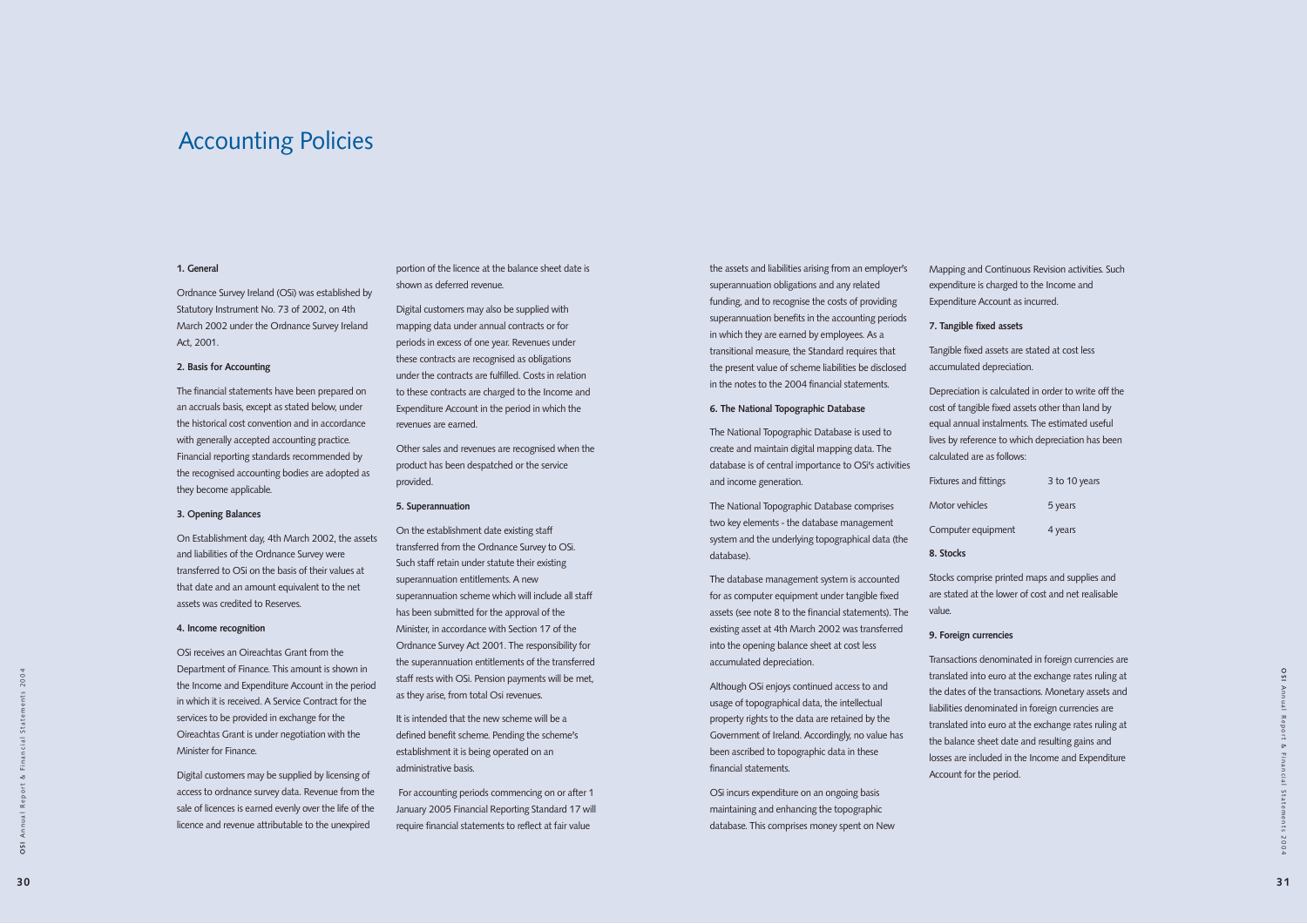# Accounting Policies

### 1. General

Ordnance Survey Ireland (OSi) was established by Statutory Instrument No. 73 of 2002, on 4th March 2002 under the Ordnance Survey Ireland Act, 2001.

### 2. Basis for Accounting

The financial statements have been prepared on an accruals basis, except as stated below, under the historical cost convention and in accordance with generally accepted accounting practice. Financial reporting standards recommended by the recognised accounting bodies are adopted as they become applicable.

### 3. Opening Balances

On Establishment day, 4th March 2002, the assets and liabilities of the Ordnance Survey were transferred to OSi on the basis of their values at that date and an amount equivalent to the net assets was credited to Reserves.

### 4. Income recognition

OSi receives an Oireachtas Grant from the Department of Finance. This amount is shown in the Income and Expenditure Account in the period in which it is received. A Service Contract for the services to be provided in exchange for the Oireachtas Grant is under negotiation with the Minister for Finance.

Digital customers may be supplied by licensing of access to ordnance survey data. Revenue from the sale of licences is earned evenly over the life of the licence and revenue attributable to the unexpired portion of the licence at the balance sheet date is shown as deferred revenue.

Digital customers may also be supplied with mapping data under annual contracts or for periods in excess of one year. Revenues under these contracts are recognised as obligations under the contracts are fulfilled. Costs in relation to these contracts are charged to the Income and Expenditure Account in the period in which the revenues are earned.

Other sales and revenues are recognised when the product has been despatched or the service provided.

### 5. Superannuation

On the establishment date existing staff transferred from the Ordnance Survey to OSi. Such staff retain under statute their existing superannuation entitlements. A new superannuation scheme which will include all staff has been submitted for the approval of the Minister, in accordance with Section 17 of the Ordnance Survey Act 2001. The responsibility for the superannuation entitlements of the transferred staff rests with OSi. Pension payments will be met, as they arise, from total Osi revenues.

It is intended that the new scheme will be a defined benefit scheme. Pending the scheme's establishment it is being operated on an administrative basis.

For accounting periods commencing on or after 1 January 2005 Financial Reporting Standard 17 will require financial statements to reflect at fair value the assets and liabilities arising from an employer's superannuation obligations and any related funding, and to recognise the costs of providing superannuation benefits in the accounting periods in which they are earned by employees. As a transitional measure, the Standard requires that the present value of scheme liabilities be disclosed in the notes to the 2004 financial statements.

### 6. The National Topographic Database

The National Topographic Database is used to create and maintain digital mapping data. The database is of central importance to OSi's activities and income generation.

The National Topographic Database comprises two key elements - the database management system and the underlying topographical data (the database).

The database management system is accounted for as computer equipment under tangible fixed assets (see note 8 to the financial statements). The existing asset at 4th March 2002 was transferred into the opening balance sheet at cost less accumulated depreciation.

Although OSi enjoys continued access to and usage of topographical data, the intellectual property rights to the data are retained by the Government of Ireland. Accordingly, no value has been ascribed to topographic data in these financial statements.

OSi incurs expenditure on an ongoing basis maintaining and enhancing the topographic database. This comprises money spent on New Mapping and Continuous Revision activities. Such expenditure is charged to the Income and Expenditure Account as incurred.

### 7. Tangible fixed assets

Tangible fixed assets are stated at cost less accumulated depreciation.

Depreciation is calculated in order to write off the cost of tangible fixed assets other than land by equal annual instalments. The estimated useful lives by reference to which depreciation has been calculated are as follows:

| | |
|---|---|
| Fixtures and fittings | 3 to 10 years |
| Motor vehicles | 5 years |
| Computer equipment | 4 years |

### 8. Stocks

Stocks comprise printed maps and supplies and are stated at the lower of cost and net realisable value.

### 9. Foreign currencies

Transactions denominated in foreign currencies are translated into euro at the exchange rates ruling at the dates of the transactions. Monetary assets and liabilities denominated in foreign currencies are translated into euro at the exchange rates ruling at the balance sheet date and resulting gains and losses are included in the Income and Expenditure Account for the period.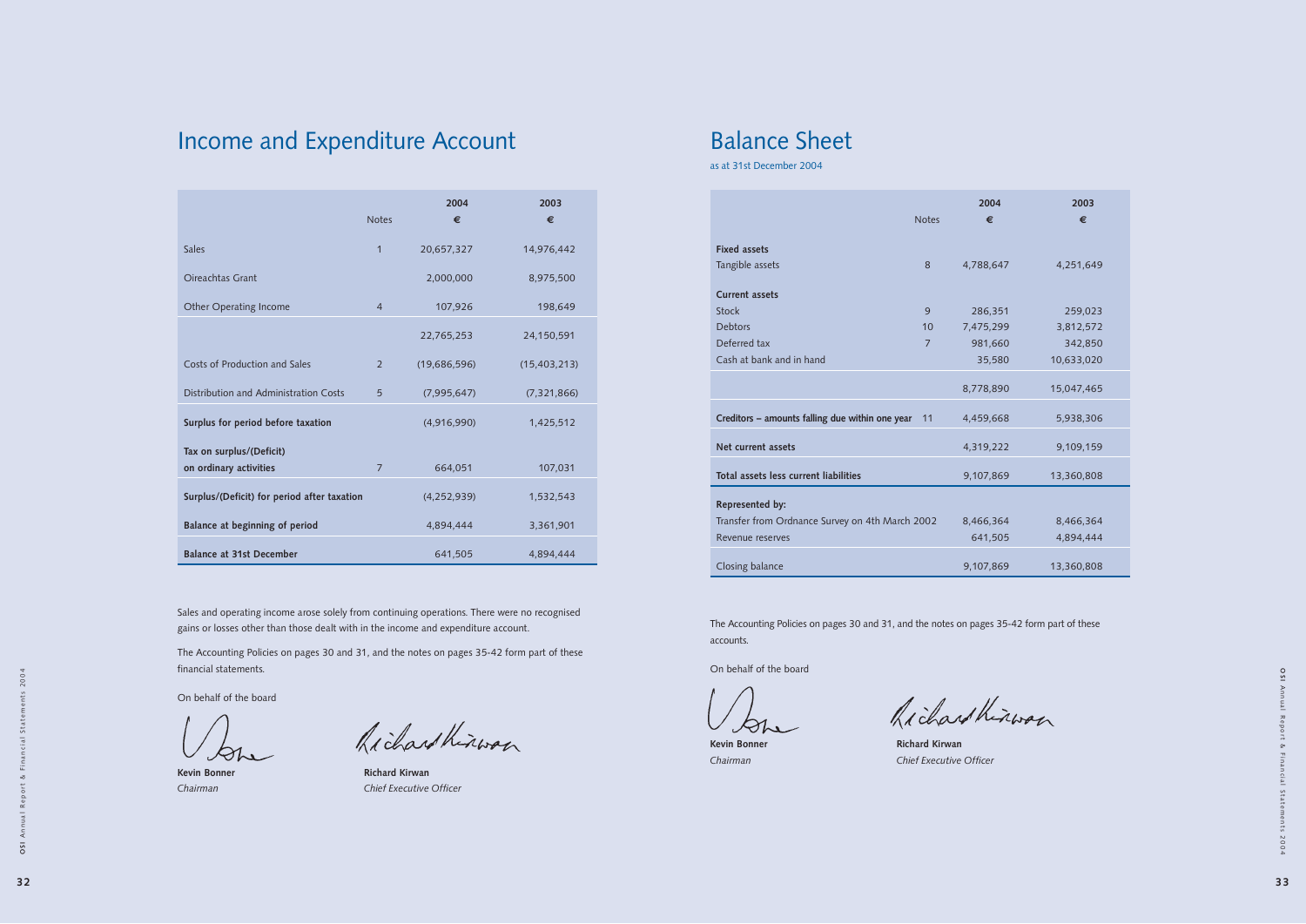# Income and Expenditure Account

| | Notes | 2004 € | 2003 € |
|---|---|---|---|
| Sales | 1 | 20,657,327 | 14,976,442 |
| Oireachtas Grant | | 2,000,000 | 8,975,500 |
| Other Operating Income | 4 | 107,926 | 198,649 |
| | | 22,765,253 | 24,150,591 |
| Costs of Production and Sales | 2 | (19,686,596) | (15,403,213) |
| Distribution and Administration Costs | 5 | (7,995,647) | (7,321,866) |
| **Surplus for period before taxation** | | (4,916,990) | 1,425,512 |
| **Tax on surplus/(Deficit) on ordinary activities** | 7 | 664,051 | 107,031 |
| **Surplus/(Deficit) for period after taxation** | | (4,252,939) | 1,532,543 |
| **Balance at beginning of period** | | 4,894,444 | 3,361,901 |
| **Balance at 31st December** | | 641,505 | 4,894,444 |

Sales and operating income arose solely from continuing operations. There were no recognised gains or losses other than those dealt with in the income and expenditure account.

The Accounting Policies on pages 30 and 31, and the notes on pages 35-42 form part of these financial statements.

On behalf of the board

**Kevin Bonner**
*Chairman*

**Richard Kirwan**
*Chief Executive Officer*

# Balance Sheet

as at 31st December 2004

| | Notes | 2004 € | 2003 € |
|---|---|---|---|
| **Fixed assets** | | | |
| Tangible assets | 8 | 4,788,647 | 4,251,649 |
| **Current assets** | | | |
| Stock | 9 | 286,351 | 259,023 |
| Debtors | 10 | 7,475,299 | 3,812,572 |
| Deferred tax | 7 | 981,660 | 342,850 |
| Cash at bank and in hand | | 35,580 | 10,633,020 |
| | | 8,778,890 | 15,047,465 |
| **Creditors – amounts falling due within one year** | 11 | 4,459,668 | 5,938,306 |
| **Net current assets** | | 4,319,222 | 9,109,159 |
| **Total assets less current liabilities** | | 9,107,869 | 13,360,808 |
| **Represented by:** | | | |
| Transfer from Ordnance Survey on 4th March 2002 | | 8,466,364 | 8,466,364 |
| Revenue reserves | | 641,505 | 4,894,444 |
| Closing balance | | 9,107,869 | 13,360,808 |

The Accounting Policies on pages 30 and 31, and the notes on pages 35-42 form part of these accounts.

On behalf of the board

**Kevin Bonner**
*Chairman*

**Richard Kirwan**
*Chief Executive Officer*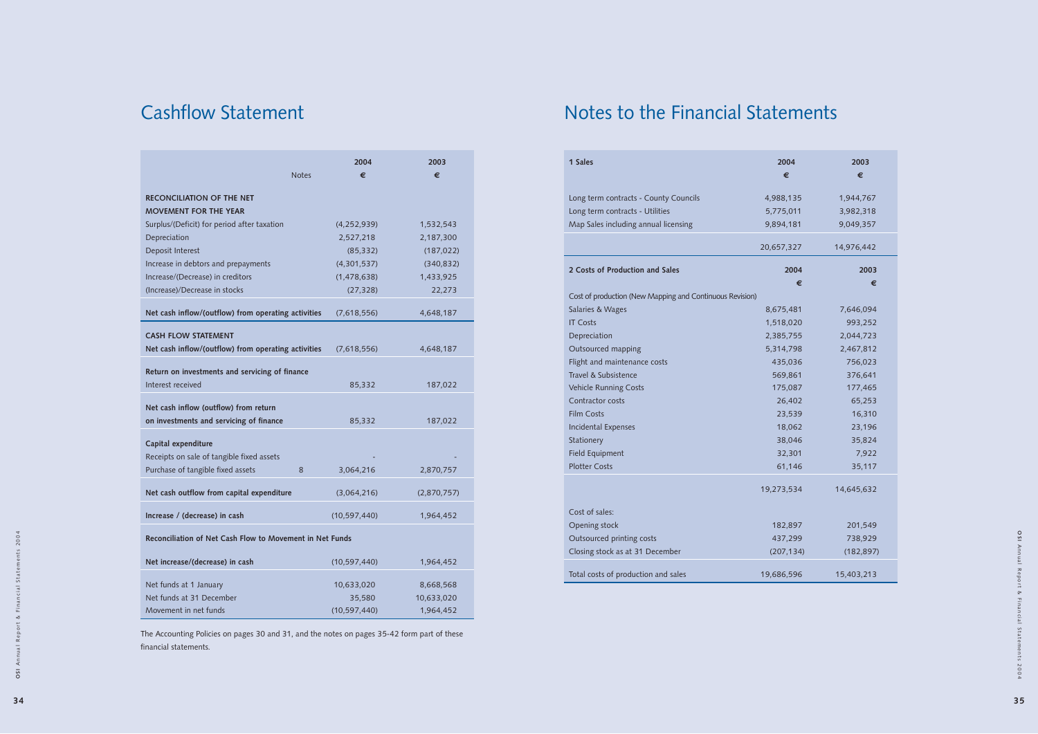# Cashflow Statement

| | Notes | 2004 € | 2003 € |
|---|---|---|---|
| **RECONCILIATION OF THE NET MOVEMENT FOR THE YEAR** | | | |
| Surplus/(Deficit) for period after taxation | | (4,252,939) | 1,532,543 |
| Depreciation | | 2,527,218 | 2,187,300 |
| Deposit Interest | | (85,332) | (187,022) |
| Increase in debtors and prepayments | | (4,301,537) | (340,832) |
| Increase/(Decrease) in creditors | | (1,478,638) | 1,433,925 |
| (Increase)/Decrease in stocks | | (27,328) | 22,273 |
| **Net cash inflow/(outflow) from operating activities** | | (7,618,556) | 4,648,187 |
| **CASH FLOW STATEMENT** | | | |
| **Net cash inflow/(outflow) from operating activities** | | (7,618,556) | 4,648,187 |
| **Return on investments and servicing of finance** | | | |
| Interest received | | 85,332 | 187,022 |
| **Net cash inflow (outflow) from return on investments and servicing of finance** | | 85,332 | 187,022 |
| **Capital expenditure** | | | |
| Receipts on sale of tangible fixed assets | | - | - |
| Purchase of tangible fixed assets | 8 | 3,064,216 | 2,870,757 |
| **Net cash outflow from capital expenditure** | | (3,064,216) | (2,870,757) |
| **Increase / (decrease) in cash** | | (10,597,440) | 1,964,452 |
| **Reconciliation of Net Cash Flow to Movement in Net Funds** | | | |
| **Net increase/(decrease) in cash** | | (10,597,440) | 1,964,452 |
| Net funds at 1 January | | 10,633,020 | 8,668,568 |
| Net funds at 31 December | | 35,580 | 10,633,020 |
| Movement in net funds | | (10,597,440) | 1,964,452 |

The Accounting Policies on pages 30 and 31, and the notes on pages 35-42 form part of these financial statements.

# Notes to the Financial Statements

| **1 Sales** | 2004 € | 2003 € |
|---|---|---|
| Long term contracts - County Councils | 4,988,135 | 1,944,767 |
| Long term contracts - Utilities | 5,775,011 | 3,982,318 |
| Map Sales including annual licensing | 9,894,181 | 9,049,357 |
| | 20,657,327 | 14,976,442 |

| **2 Costs of Production and Sales** | 2004 € | 2003 € |
|---|---|---|
| Cost of production (New Mapping and Continuous Revision) | | |
| Salaries & Wages | 8,675,481 | 7,646,094 |
| IT Costs | 1,518,020 | 993,252 |
| Depreciation | 2,385,755 | 2,044,723 |
| Outsourced mapping | 5,314,798 | 2,467,812 |
| Flight and maintenance costs | 435,036 | 756,023 |
| Travel & Subsistence | 569,861 | 376,641 |
| Vehicle Running Costs | 175,087 | 177,465 |
| Contractor costs | 26,402 | 65,253 |
| Film Costs | 23,539 | 16,310 |
| Incidental Expenses | 18,062 | 23,196 |
| Stationery | 38,046 | 35,824 |
| Field Equipment | 32,301 | 7,922 |
| Plotter Costs | 61,146 | 35,117 |
| | 19,273,534 | 14,645,632 |
| Cost of sales: | | |
| Opening stock | 182,897 | 201,549 |
| Outsourced printing costs | 437,299 | 738,929 |
| Closing stock as at 31 December | (207,134) | (182,897) |
| Total costs of production and sales | 19,686,596 | 15,403,213 |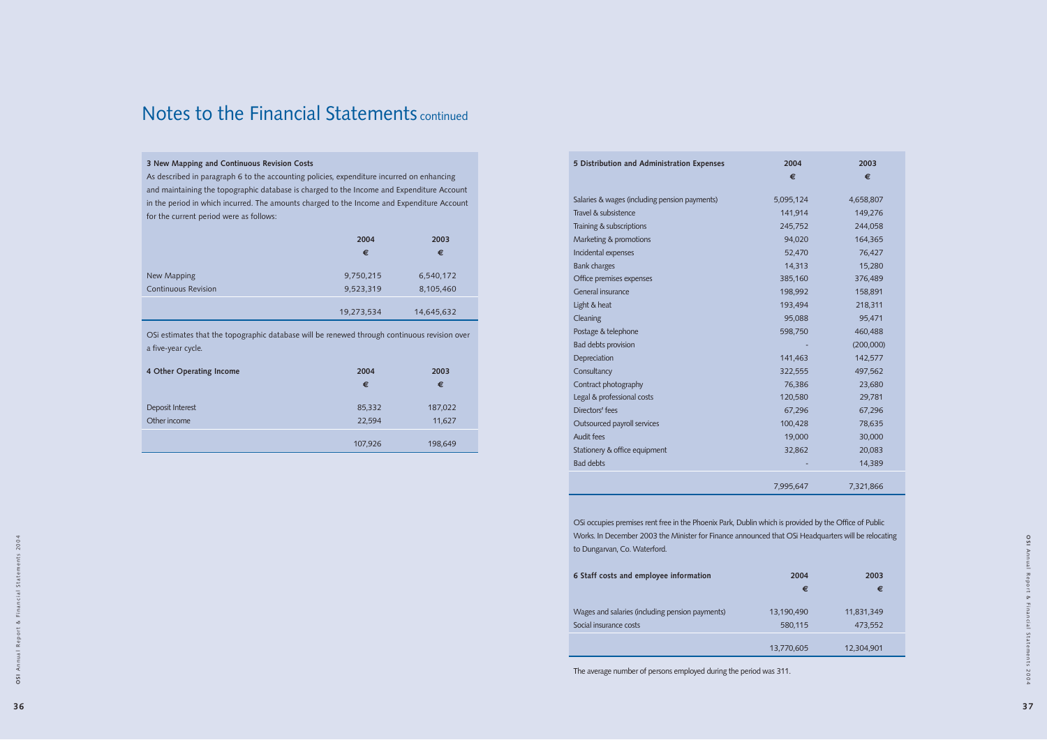# Notes to the Financial Statements continued

### 3 New Mapping and Continuous Revision Costs

As described in paragraph 6 to the accounting policies, expenditure incurred on enhancing and maintaining the topographic database is charged to the Income and Expenditure Account in the period in which incurred. The amounts charged to the Income and Expenditure Account for the current period were as follows:

| | 2004 | 2003 |
|---|---|---|
| | € | € |
| New Mapping | 9,750,215 | 6,540,172 |
| Continuous Revision | 9,523,319 | 8,105,460 |
| | 19,273,534 | 14,645,632 |

OSi estimates that the topographic database will be renewed through continuous revision over a five-year cycle.

| 4 Other Operating Income | 2004 | 2003 |
|---|---|---|
| | € | € |
| Deposit Interest | 85,332 | 187,022 |
| Other income | 22,594 | 11,627 |
| | 107,926 | 198,649 |

| 5 Distribution and Administration Expenses | 2004 | 2003 |
|---|---|---|
| | € | € |
| Salaries & wages (including pension payments) | 5,095,124 | 4,658,807 |
| Travel & subsistence | 141,914 | 149,276 |
| Training & subscriptions | 245,752 | 244,058 |
| Marketing & promotions | 94,020 | 164,365 |
| Incidental expenses | 52,470 | 76,427 |
| Bank charges | 14,313 | 15,280 |
| Office premises expenses | 385,160 | 376,489 |
| General insurance | 198,992 | 158,891 |
| Light & heat | 193,494 | 218,311 |
| Cleaning | 95,088 | 95,471 |
| Postage & telephone | 598,750 | 460,488 |
| Bad debts provision | - | (200,000) |
| Depreciation | 141,463 | 142,577 |
| Consultancy | 322,555 | 497,562 |
| Contract photography | 76,386 | 23,680 |
| Legal & professional costs | 120,580 | 29,781 |
| Directors' fees | 67,296 | 67,296 |
| Outsourced payroll services | 100,428 | 78,635 |
| Audit fees | 19,000 | 30,000 |
| Stationery & office equipment | 32,862 | 20,083 |
| Bad debts | - | 14,389 |
| | 7,995,647 | 7,321,866 |

OSi occupies premises rent free in the Phoenix Park, Dublin which is provided by the Office of Public Works. In December 2003 the Minister for Finance announced that OSi Headquarters will be relocating to Dungarvan, Co. Waterford.

| 6 Staff costs and employee information | 2004 | 2003 |
|---|---|---|
| | € | € |
| Wages and salaries (including pension payments) | 13,190,490 | 11,831,349 |
| Social insurance costs | 580,115 | 473,552 |
| | 13,770,605 | 12,304,901 |

The average number of persons employed during the period was 311.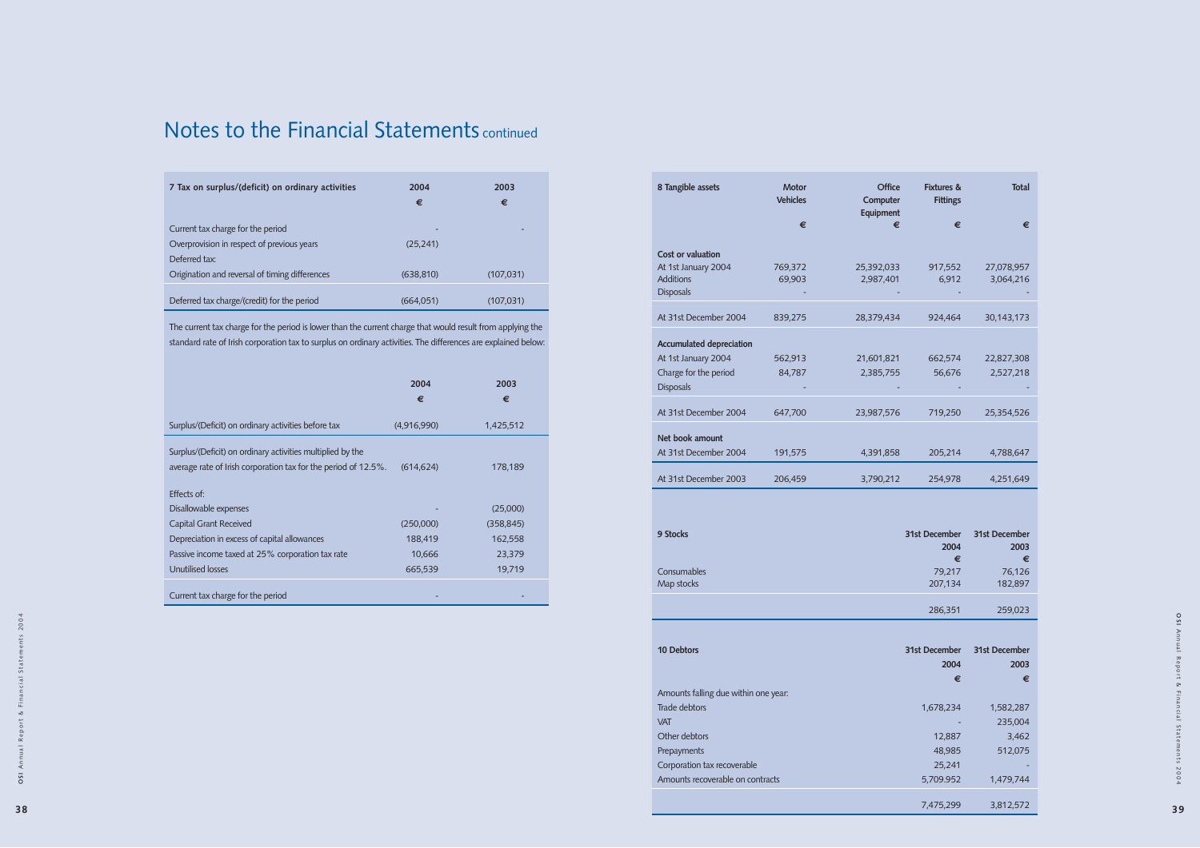# Notes to the Financial Statements continued

| 7 Tax on surplus/(deficit) on ordinary activities | 2004 € | 2003 € |
|---|---|---|
| Current tax charge for the period | - | - |
| Overprovision in respect of previous years | (25,241) | |
| Deferred tax: | | |
| Origination and reversal of timing differences | (638,810) | (107,031) |
| Deferred tax charge/(credit) for the period | (664,051) | (107,031) |

The current tax charge for the period is lower than the current charge that would result from applying the standard rate of Irish corporation tax to surplus on ordinary activities. The differences are explained below:

| | 2004 € | 2003 € |
|---|---|---|
| Surplus/(Deficit) on ordinary activities before tax | (4,916,990) | 1,425,512 |
| Surplus/(Deficit) on ordinary activities multiplied by the average rate of Irish corporation tax for the period of 12.5%. | (614,624) | 178,189 |
| Effects of: | | |
| Disallowable expenses | - | (25,000) |
| Capital Grant Received | (250,000) | (358,845) |
| Depreciation in excess of capital allowances | 188,419 | 162,558 |
| Passive income taxed at 25% corporation tax rate | 10,666 | 23,379 |
| Unutilised losses | 665,539 | 19,719 |
| Current tax charge for the period | - | - |

| 8 Tangible assets | Motor Vehicles € | Office Computer Equipment € | Fixtures & Fittings € | Total € |
|---|---|---|---|---|
| **Cost or valuation** | | | | |
| At 1st January 2004 | 769,372 | 25,392,033 | 917,552 | 27,078,957 |
| Additions | 69,903 | 2,987,401 | 6,912 | 3,064,216 |
| Disposals | - | - | - | - |
| At 31st December 2004 | 839,275 | 28,379,434 | 924,464 | 30,143,173 |
| **Accumulated depreciation** | | | | |
| At 1st January 2004 | 562,913 | 21,601,821 | 662,574 | 22,827,308 |
| Charge for the period | 84,787 | 2,385,755 | 56,676 | 2,527,218 |
| Disposals | - | - | - | - |
| At 31st December 2004 | 647,700 | 23,987,576 | 719,250 | 25,354,526 |
| **Net book amount** | | | | |
| At 31st December 2004 | 191,575 | 4,391,858 | 205,214 | 4,788,647 |
| At 31st December 2003 | 206,459 | 3,790,212 | 254,978 | 4,251,649 |

| 9 Stocks | 31st December 2004 € | 31st December 2003 € |
|---|---|---|
| Consumables | 79,217 | 76,126 |
| Map stocks | 207,134 | 182,897 |
| | 286,351 | 259,023 |

| 10 Debtors | 31st December 2004 € | 31st December 2003 € |
|---|---|---|
| Amounts falling due within one year: | | |
| Trade debtors | 1,678,234 | 1,582,287 |
| VAT | - | 235,004 |
| Other debtors | 12,887 | 3,462 |
| Prepayments | 48,985 | 512,075 |
| Corporation tax recoverable | 25,241 | - |
| Amounts recoverable on contracts | 5,709.952 | 1,479,744 |
| | 7,475,299 | 3,812,572 |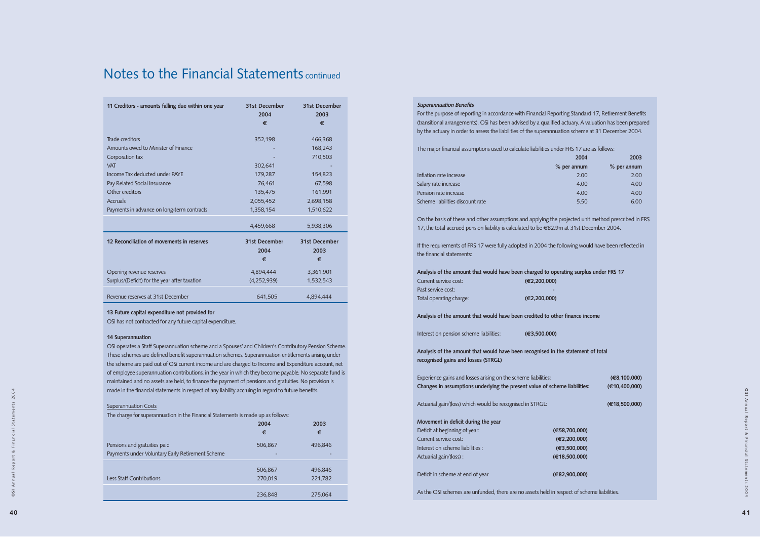# Notes to the Financial Statements continued

| 11 Creditors - amounts falling due within one year | 31st December 2004 € | 31st December 2003 € |
|---|---|---|
| Trade creditors | 352,198 | 466,368 |
| Amounts owed to Minister of Finance | - | 168,243 |
| Corporation tax | - | 710,503 |
| VAT | 302,641 | - |
| Income Tax deducted under PAYE | 179,287 | 154,823 |
| Pay Related Social Insurance | 76,461 | 67,598 |
| Other creditors | 135,475 | 161,991 |
| Accruals | 2,055,452 | 2,698,158 |
| Payments in advance on long-term contracts | 1,358,154 | 1,510,622 |
| | 4,459,668 | 5,938,306 |

| 12 Reconciliation of movements in reserves | 31st December 2004 € | 31st December 2003 € |
|---|---|---|
| Opening revenue reserves | 4,894,444 | 3,361,901 |
| Surplus/(Deficit) for the year after taxation | (4,252,939) | 1,532,543 |
| Revenue reserves at 31st December | 641,505 | 4,894,444 |

**13 Future capital expenditure not provided for**

OSi has not contracted for any future capital expenditure.

**14 Superannuation**

OSi operates a Staff Superannuation scheme and a Spouses' and Children's Contributory Pension Scheme. These schemes are defined benefit superannuation schemes. Superannuation entitlements arising under the scheme are paid out of OSi current income and are charged to Income and Expenditure account, net of employee superannuation contributions, in the year in which they become payable. No separate fund is maintained and no assets are held, to finance the payment of pensions and gratuities. No provision is made in the financial statements in respect of any liability accruing in regard to future benefits.

Superannuation Costs

The charge for superannuation in the Financial Statements is made up as follows:

| | 2004 € | 2003 € |
|---|---|---|
| Pensions and gratuities paid | 506,867 | 496,846 |
| Payments under Voluntary Early Retirement Scheme | - | - |
| | 506,867 | 496,846 |
| Less Staff Contributions | 270,019 | 221,782 |
| | 236,848 | 275,064 |

***Superannuation Benefits***

For the purpose of reporting in accordance with Financial Reporting Standard 17, Retirement Benefits (transitional arrangements), OSi has been advised by a qualified actuary. A valuation has been prepared by the actuary in order to assess the liabilities of the superannuation scheme at 31 December 2004.

The major financial assumptions used to calculate liabilities under FRS 17 are as follows:

| | 2004 % per annum | 2003 % per annum |
|---|---|---|
| Inflation rate increase | 2.00 | 2.00 |
| Salary rate increase | 4.00 | 4.00 |
| Pension rate increase | 4.00 | 4.00 |
| Scheme liabilities discount rate | 5.50 | 6.00 |

On the basis of these and other assumptions and applying the projected unit method prescribed in FRS 17, the total accrued pension liability is calculated to be €82.9m at 31st December 2004.

If the requirements of FRS 17 were fully adopted in 2004 the following would have been reflected in the financial statements:

**Analysis of the amount that would have been charged to operating surplus under FRS 17**

| | |
|---|---|
| Current service cost: | **(€2,200,000)** |
| Past service cost: | - |
| Total operating charge: | **(€2,200,000)** |

**Analysis of the amount that would have been credited to other finance income**

| | |
|---|---|
| Interest on pension scheme liabilities: | **(€3,500,000)** |

**Analysis of the amount that would have been recognised in the statement of total recognised gains and losses (STRGL)**

| | |
|---|---|
| Experience gains and losses arising on the scheme liabilities: | **(€8,100,000)** |
| **Changes in assumptions underlying the present value of scheme liabilities:** | **(€10,400,000)** |
| Actuarial gain/(loss) which would be recognised in STRGL: | **(€18,500,000)** |

**Movement in deficit during the year**

| | |
|---|---|
| Deficit at beginning of year: | **(€58,700,000)** |
| Current service cost: | **(€2,200,000)** |
| Interest on scheme liabilities : | **(€3,500,000)** |
| Actuarial gain/(loss) : | **(€18,500,000)** |
| Deficit in scheme at end of year | **(€82,900,000)** |

As the OSI schemes are unfunded, there are no assets held in respect of scheme liabilities.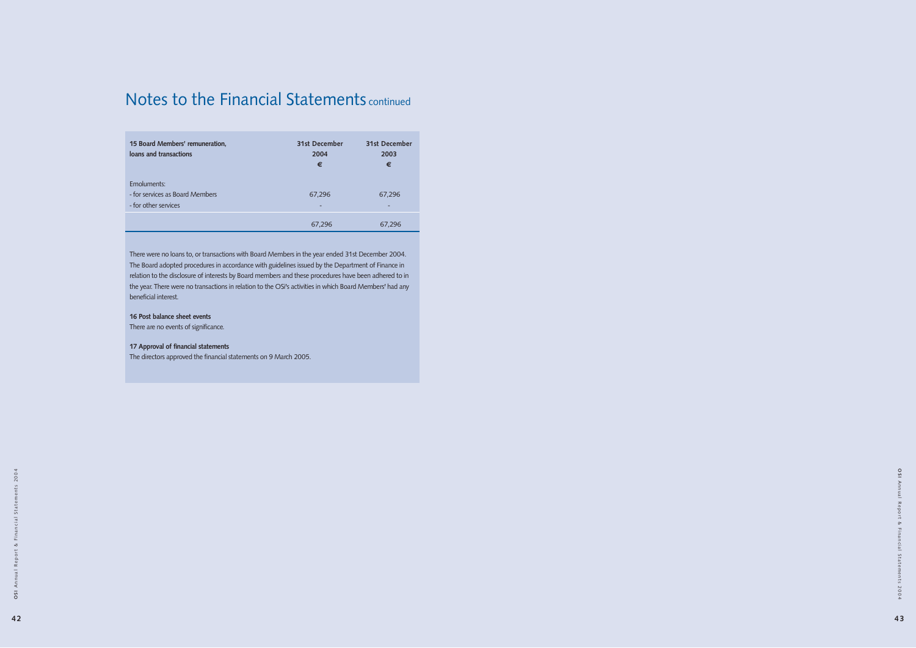# Notes to the Financial Statements continued

| 15 Board Members' remuneration, loans and transactions | 31st December 2004 € | 31st December 2003 € |
|---|---|---|
| Emoluments: | | |
| - for services as Board Members | 67,296 | 67,296 |
| - for other services | - | - |
| | 67,296 | 67,296 |

There were no loans to, or transactions with Board Members in the year ended 31st December 2004. The Board adopted procedures in accordance with guidelines issued by the Department of Finance in relation to the disclosure of interests by Board members and these procedures have been adhered to in the year. There were no transactions in relation to the OSi's activities in which Board Members' had any beneficial interest.

**16 Post balance sheet events**

There are no events of significance.

**17 Approval of financial statements**

The directors approved the financial statements on 9 March 2005.